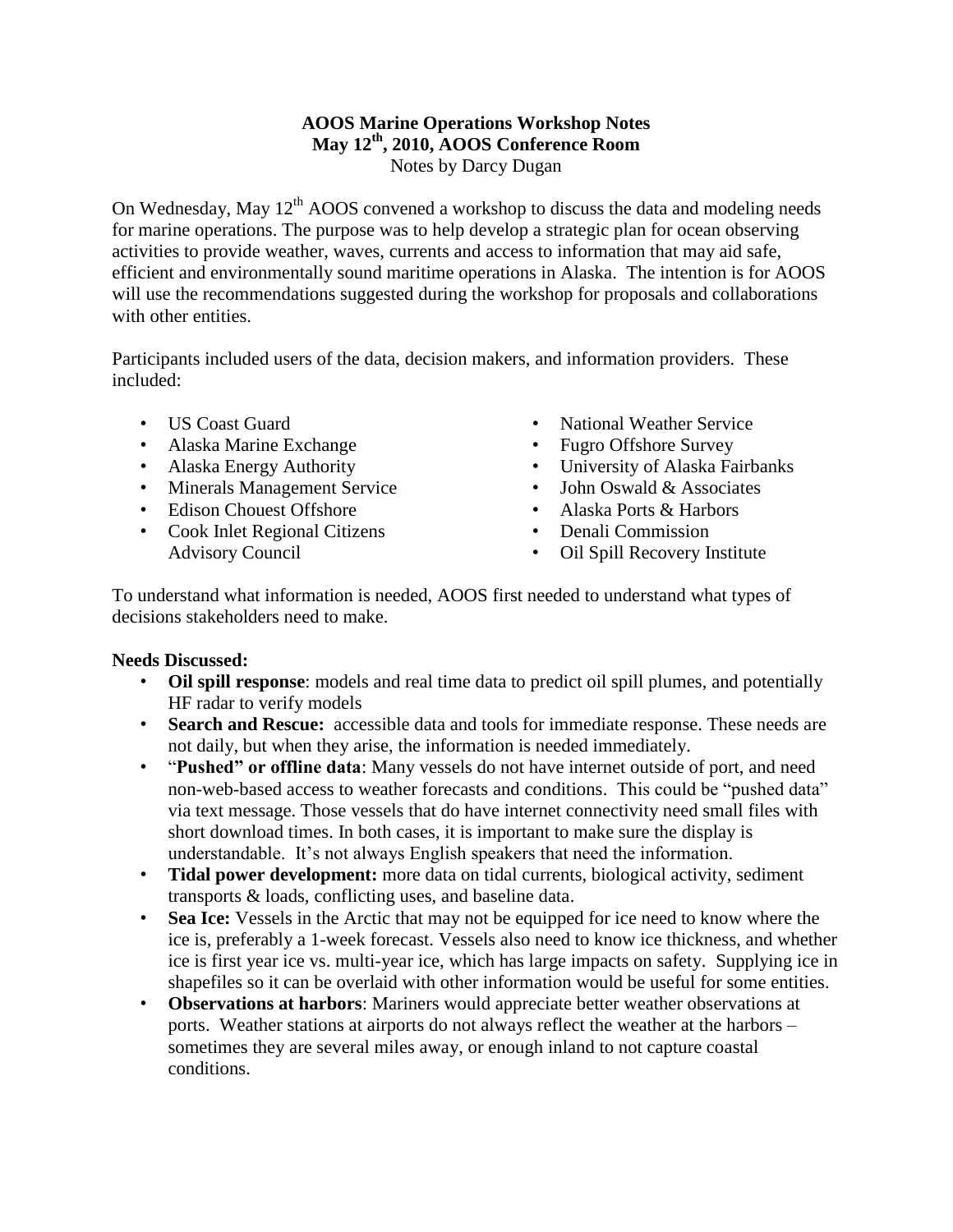**AOOS Marine Operations Workshop Notes**
**May 12th, 2010, AOOS Conference Room**
Notes by Darcy Dugan

On Wednesday, May 12th AOOS convened a workshop to discuss the data and modeling needs for marine operations. The purpose was to help develop a strategic plan for ocean observing activities to provide weather, waves, currents and access to information that may aid safe, efficient and environmentally sound maritime operations in Alaska. The intention is for AOOS will use the recommendations suggested during the workshop for proposals and collaborations with other entities.

Participants included users of the data, decision makers, and information providers. These included:

- US Coast Guard
- Alaska Marine Exchange
- Alaska Energy Authority
- Minerals Management Service
- Edison Chouest Offshore
- Cook Inlet Regional Citizens Advisory Council
- National Weather Service
- Fugro Offshore Survey
- University of Alaska Fairbanks
- John Oswald & Associates
- Alaska Ports & Harbors
- Denali Commission
- Oil Spill Recovery Institute

To understand what information is needed, AOOS first needed to understand what types of decisions stakeholders need to make.

**Needs Discussed:**

- **Oil spill response**: models and real time data to predict oil spill plumes, and potentially HF radar to verify models
- **Search and Rescue:** accessible data and tools for immediate response. These needs are not daily, but when they arise, the information is needed immediately.
- "**Pushed" or offline data**: Many vessels do not have internet outside of port, and need non-web-based access to weather forecasts and conditions. This could be "pushed data" via text message. Those vessels that do have internet connectivity need small files with short download times. In both cases, it is important to make sure the display is understandable. It's not always English speakers that need the information.
- **Tidal power development:** more data on tidal currents, biological activity, sediment transports & loads, conflicting uses, and baseline data.
- **Sea Ice:** Vessels in the Arctic that may not be equipped for ice need to know where the ice is, preferably a 1-week forecast. Vessels also need to know ice thickness, and whether ice is first year ice vs. multi-year ice, which has large impacts on safety. Supplying ice in shapefiles so it can be overlaid with other information would be useful for some entities.
- **Observations at harbors**: Mariners would appreciate better weather observations at ports. Weather stations at airports do not always reflect the weather at the harbors – sometimes they are several miles away, or enough inland to not capture coastal conditions.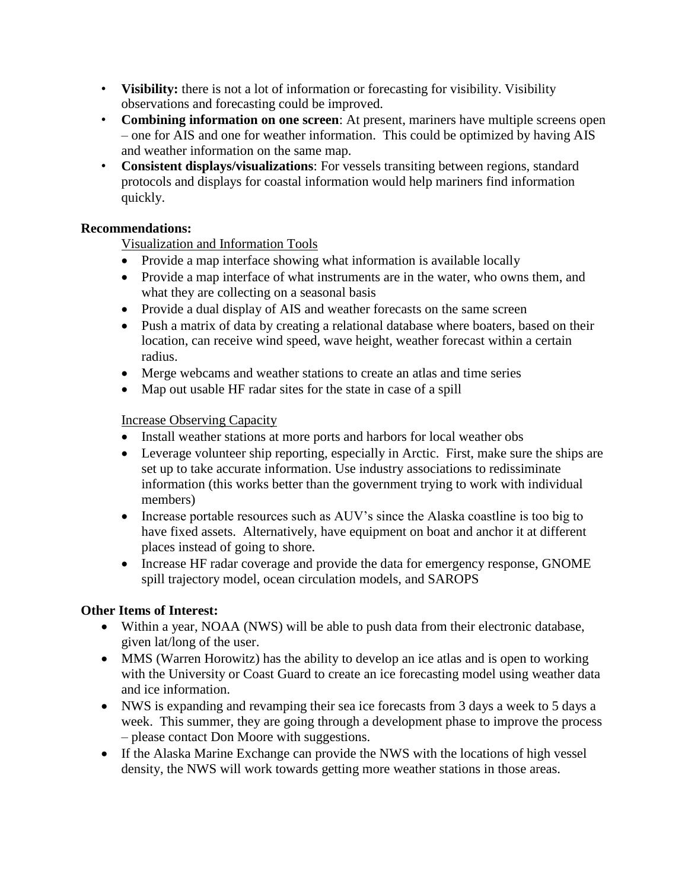- **Visibility:** there is not a lot of information or forecasting for visibility. Visibility observations and forecasting could be improved.
- **Combining information on one screen**: At present, mariners have multiple screens open – one for AIS and one for weather information. This could be optimized by having AIS and weather information on the same map.
- **Consistent displays/visualizations**: For vessels transiting between regions, standard protocols and displays for coastal information would help mariners find information quickly.

**Recommendations:**

Visualization and Information Tools

- Provide a map interface showing what information is available locally
- Provide a map interface of what instruments are in the water, who owns them, and what they are collecting on a seasonal basis
- Provide a dual display of AIS and weather forecasts on the same screen
- Push a matrix of data by creating a relational database where boaters, based on their location, can receive wind speed, wave height, weather forecast within a certain radius.
- Merge webcams and weather stations to create an atlas and time series
- Map out usable HF radar sites for the state in case of a spill

Increase Observing Capacity

- Install weather stations at more ports and harbors for local weather obs
- Leverage volunteer ship reporting, especially in Arctic. First, make sure the ships are set up to take accurate information. Use industry associations to redissiminate information (this works better than the government trying to work with individual members)
- Increase portable resources such as AUV's since the Alaska coastline is too big to have fixed assets. Alternatively, have equipment on boat and anchor it at different places instead of going to shore.
- Increase HF radar coverage and provide the data for emergency response, GNOME spill trajectory model, ocean circulation models, and SAROPS

**Other Items of Interest:**

- Within a year, NOAA (NWS) will be able to push data from their electronic database, given lat/long of the user.
- MMS (Warren Horowitz) has the ability to develop an ice atlas and is open to working with the University or Coast Guard to create an ice forecasting model using weather data and ice information.
- NWS is expanding and revamping their sea ice forecasts from 3 days a week to 5 days a week. This summer, they are going through a development phase to improve the process – please contact Don Moore with suggestions.
- If the Alaska Marine Exchange can provide the NWS with the locations of high vessel density, the NWS will work towards getting more weather stations in those areas.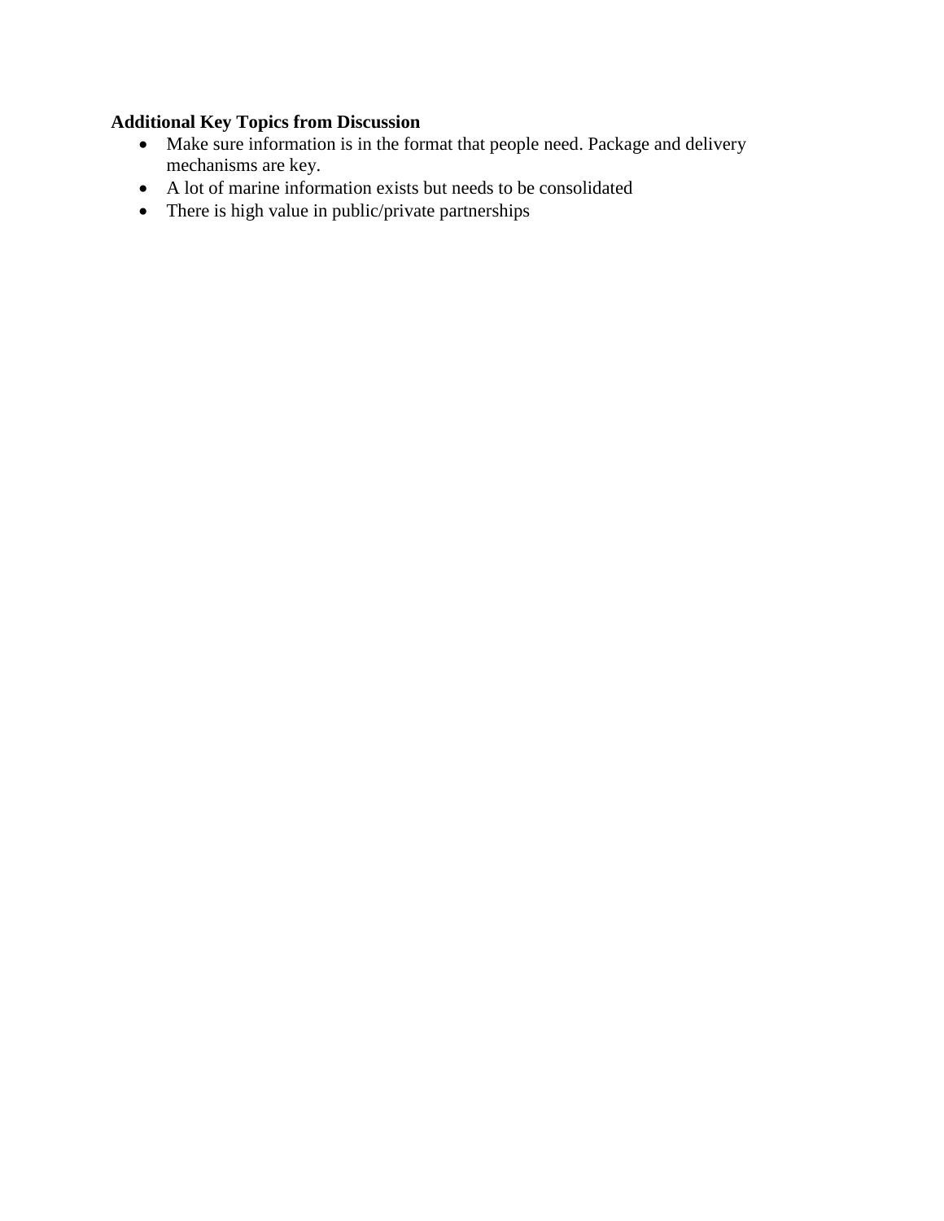**Additional Key Topics from Discussion**

- Make sure information is in the format that people need. Package and delivery mechanisms are key.
- A lot of marine information exists but needs to be consolidated
- There is high value in public/private partnerships